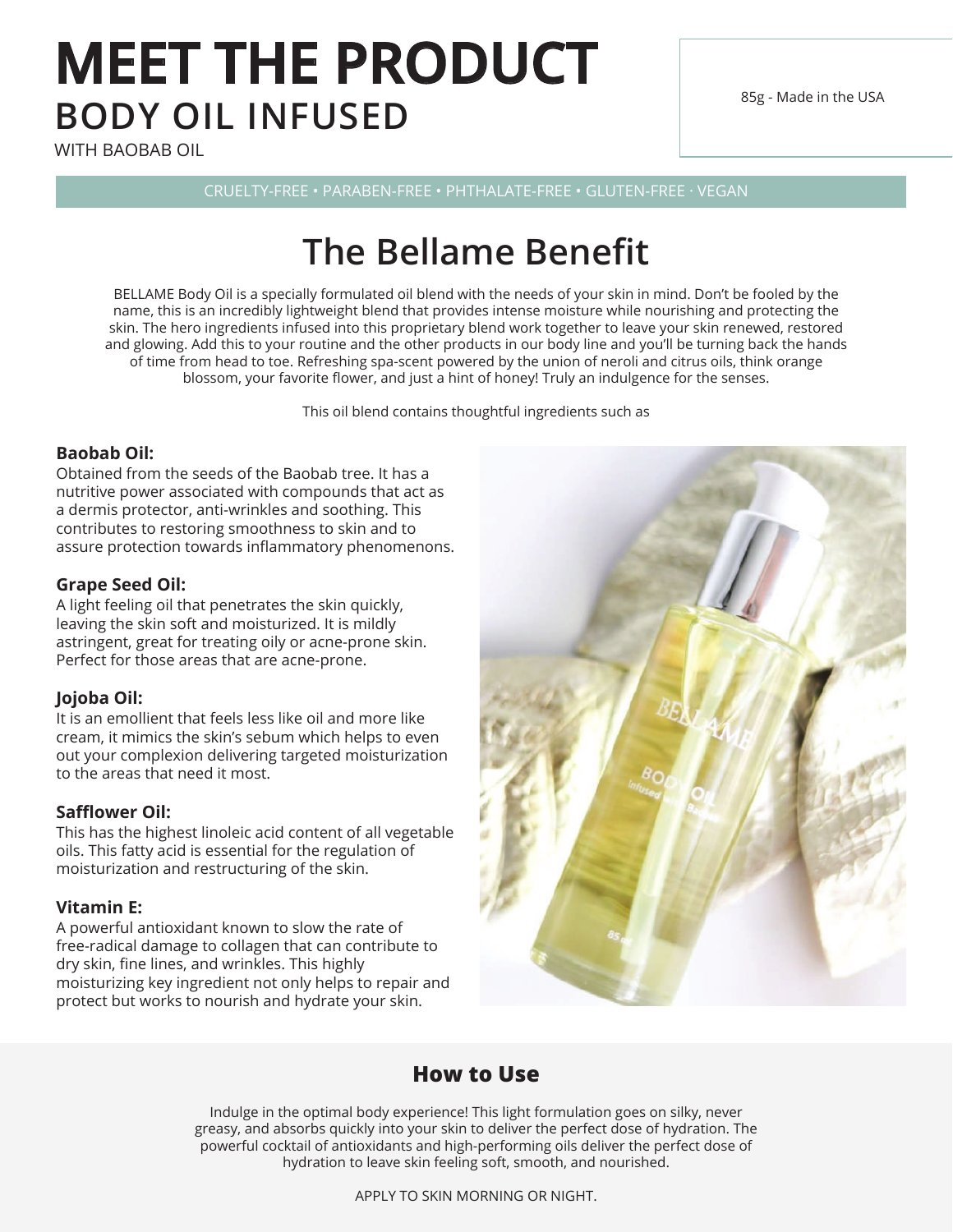# MEET THE PRODUCT

## BODY OIL INFUSED

WITH BAOBAB OIL

85g - Made in the USA

CRUELTY-FREE • PARABEN-FREE • PHTHALATE-FREE • GLUTEN-FREE · VEGAN

## The Bellame Benefit

BELLAME Body Oil is a specially formulated oil blend with the needs of your skin in mind. Don't be fooled by the name, this is an incredibly lightweight blend that provides intense moisture while nourishing and protecting the skin. The hero ingredients infused into this proprietary blend work together to leave your skin renewed, restored and glowing. Add this to your routine and the other products in our body line and you'll be turning back the hands of time from head to toe. Refreshing spa-scent powered by the union of neroli and citrus oils, think orange blossom, your favorite flower, and just a hint of honey! Truly an indulgence for the senses.

This oil blend contains thoughtful ingredients such as

**Baobab Oil:**
Obtained from the seeds of the Baobab tree. It has a nutritive power associated with compounds that act as a dermis protector, anti-wrinkles and soothing. This contributes to restoring smoothness to skin and to assure protection towards inflammatory phenomenons.

**Grape Seed Oil:**
A light feeling oil that penetrates the skin quickly, leaving the skin soft and moisturized. It is mildly astringent, great for treating oily or acne-prone skin. Perfect for those areas that are acne-prone.

**Jojoba Oil:**
It is an emollient that feels less like oil and more like cream, it mimics the skin's sebum which helps to even out your complexion delivering targeted moisturization to the areas that need it most.

**Safflower Oil:**
This has the highest linoleic acid content of all vegetable oils. This fatty acid is essential for the regulation of moisturization and restructuring of the skin.

**Vitamin E:**
A powerful antioxidant known to slow the rate of free-radical damage to collagen that can contribute to dry skin, fine lines, and wrinkles. This highly moisturizing key ingredient not only helps to repair and protect but works to nourish and hydrate your skin.

## How to Use

Indulge in the optimal body experience! This light formulation goes on silky, never greasy, and absorbs quickly into your skin to deliver the perfect dose of hydration. The powerful cocktail of antioxidants and high-performing oils deliver the perfect dose of hydration to leave skin feeling soft, smooth, and nourished.

APPLY TO SKIN MORNING OR NIGHT.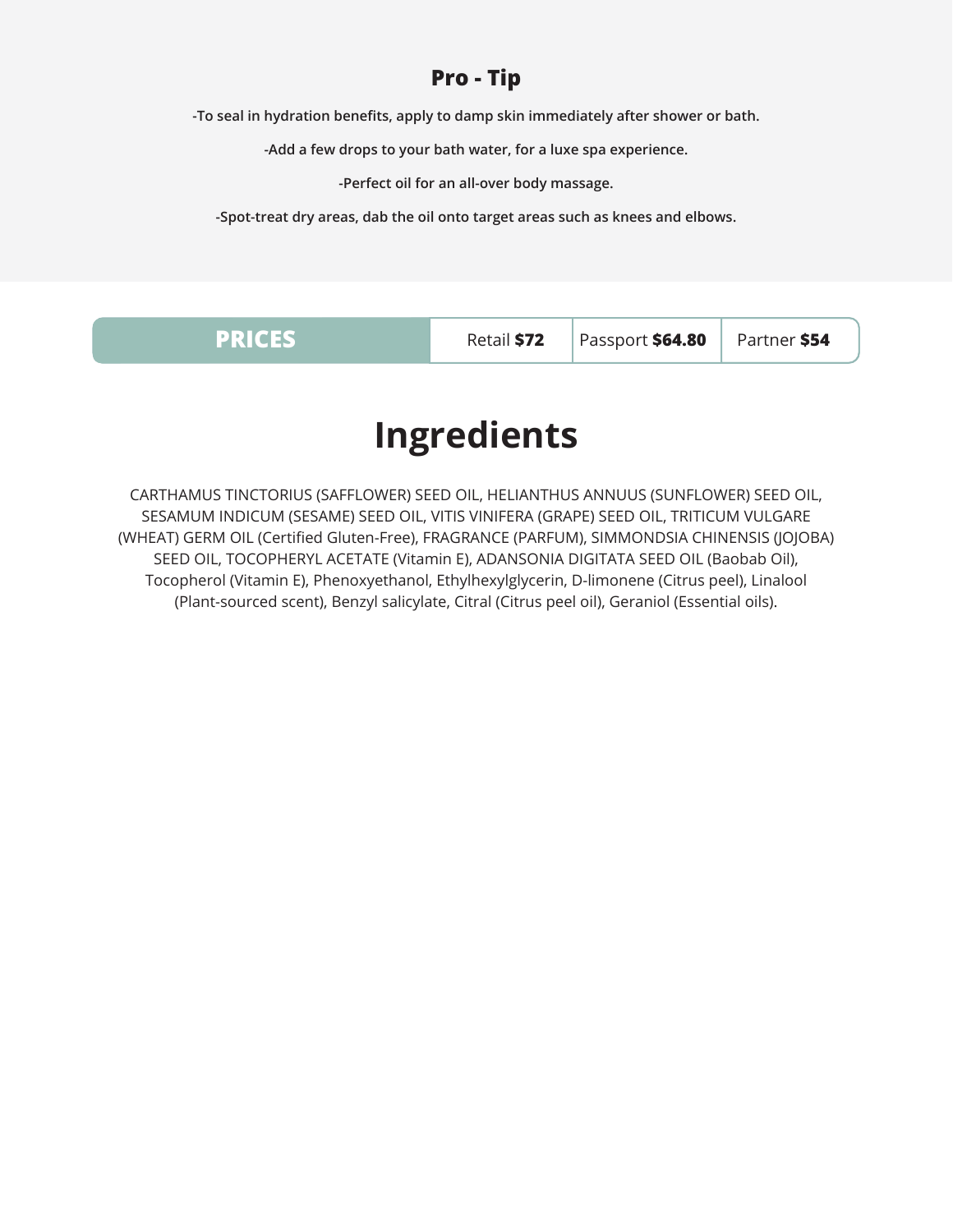## Pro - Tip

**-To seal in hydration benefits, apply to damp skin immediately after shower or bath.**

**-Add a few drops to your bath water, for a luxe spa experience.**

**-Perfect oil for an all-over body massage.**

**-Spot-treat dry areas, dab the oil onto target areas such as knees and elbows.**

| | | | |
|---|---|---|---|
| **PRICES** | Retail **$72** | Passport **$64.80** | Partner **$54** |

# Ingredients

CARTHAMUS TINCTORIUS (SAFFLOWER) SEED OIL, HELIANTHUS ANNUUS (SUNFLOWER) SEED OIL, SESAMUM INDICUM (SESAME) SEED OIL, VITIS VINIFERA (GRAPE) SEED OIL, TRITICUM VULGARE (WHEAT) GERM OIL (Certified Gluten-Free), FRAGRANCE (PARFUM), SIMMONDSIA CHINENSIS (JOJOBA) SEED OIL, TOCOPHERYL ACETATE (Vitamin E), ADANSONIA DIGITATA SEED OIL (Baobab Oil), Tocopherol (Vitamin E), Phenoxyethanol, Ethylhexylglycerin, D-limonene (Citrus peel), Linalool (Plant-sourced scent), Benzyl salicylate, Citral (Citrus peel oil), Geraniol (Essential oils).